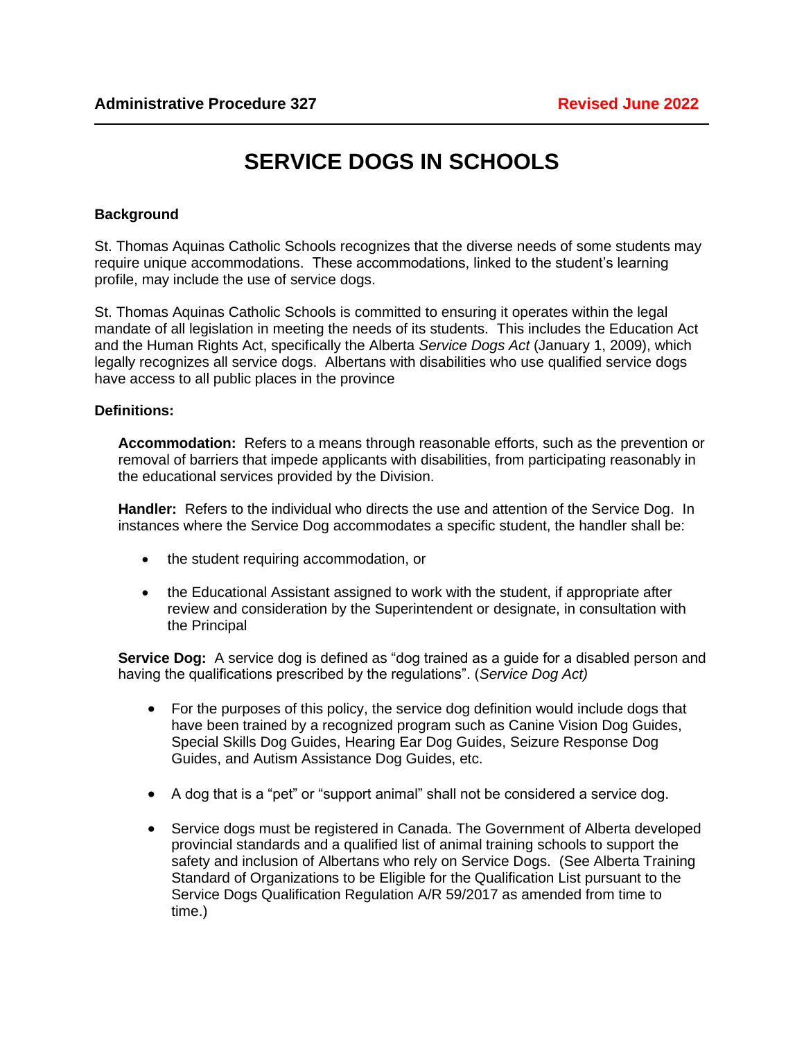**Administrative Procedure 327** **Revised June 2022**

# SERVICE DOGS IN SCHOOLS

**Background**

St. Thomas Aquinas Catholic Schools recognizes that the diverse needs of some students may require unique accommodations. These accommodations, linked to the student's learning profile, may include the use of service dogs.

St. Thomas Aquinas Catholic Schools is committed to ensuring it operates within the legal mandate of all legislation in meeting the needs of its students. This includes the Education Act and the Human Rights Act, specifically the Alberta *Service Dogs Act* (January 1, 2009), which legally recognizes all service dogs. Albertans with disabilities who use qualified service dogs have access to all public places in the province

**Definitions:**

**Accommodation:** Refers to a means through reasonable efforts, such as the prevention or removal of barriers that impede applicants with disabilities, from participating reasonably in the educational services provided by the Division.

**Handler:** Refers to the individual who directs the use and attention of the Service Dog. In instances where the Service Dog accommodates a specific student, the handler shall be:

- the student requiring accommodation, or
- the Educational Assistant assigned to work with the student, if appropriate after review and consideration by the Superintendent or designate, in consultation with the Principal

**Service Dog:** A service dog is defined as "dog trained as a guide for a disabled person and having the qualifications prescribed by the regulations". (*Service Dog Act)*

- For the purposes of this policy, the service dog definition would include dogs that have been trained by a recognized program such as Canine Vision Dog Guides, Special Skills Dog Guides, Hearing Ear Dog Guides, Seizure Response Dog Guides, and Autism Assistance Dog Guides, etc.
- A dog that is a "pet" or "support animal" shall not be considered a service dog.
- Service dogs must be registered in Canada. The Government of Alberta developed provincial standards and a qualified list of animal training schools to support the safety and inclusion of Albertans who rely on Service Dogs. (See Alberta Training Standard of Organizations to be Eligible for the Qualification List pursuant to the Service Dogs Qualification Regulation A/R 59/2017 as amended from time to time.)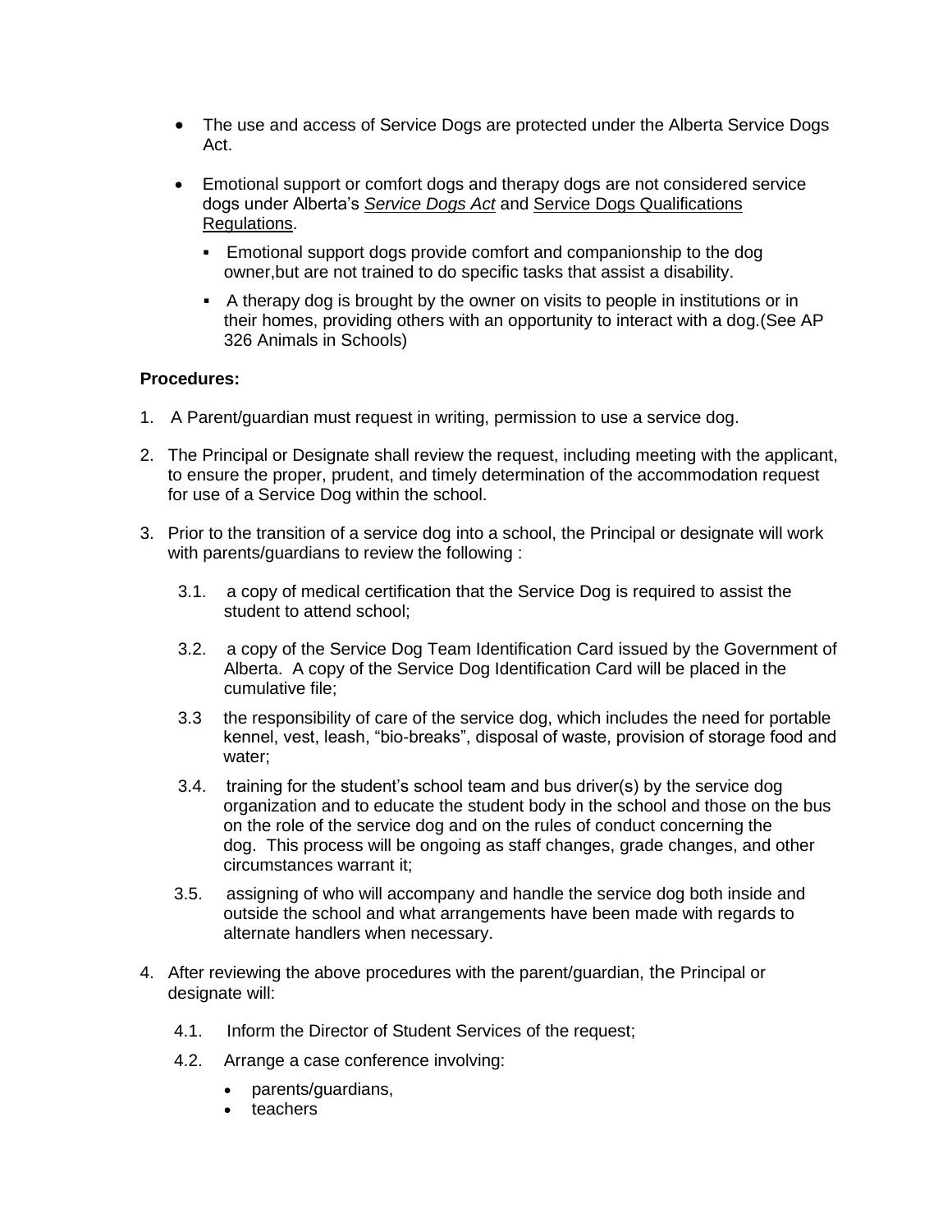- The use and access of Service Dogs are protected under the Alberta Service Dogs Act.
- Emotional support or comfort dogs and therapy dogs are not considered service dogs under Alberta's *Service Dogs Act* and Service Dogs Qualifications Regulations.
  - Emotional support dogs provide comfort and companionship to the dog owner,but are not trained to do specific tasks that assist a disability.
  - A therapy dog is brought by the owner on visits to people in institutions or in their homes, providing others with an opportunity to interact with a dog.(See AP 326 Animals in Schools)

**Procedures:**

1. A Parent/guardian must request in writing, permission to use a service dog.
2. The Principal or Designate shall review the request, including meeting with the applicant, to ensure the proper, prudent, and timely determination of the accommodation request for use of a Service Dog within the school.
3. Prior to the transition of a service dog into a school, the Principal or designate will work with parents/guardians to review the following :
   - 3.1. a copy of medical certification that the Service Dog is required to assist the student to attend school;
   - 3.2. a copy of the Service Dog Team Identification Card issued by the Government of Alberta. A copy of the Service Dog Identification Card will be placed in the cumulative file;
   - 3.3 the responsibility of care of the service dog, which includes the need for portable kennel, vest, leash, "bio-breaks", disposal of waste, provision of storage food and water;
   - 3.4. training for the student's school team and bus driver(s) by the service dog organization and to educate the student body in the school and those on the bus on the role of the service dog and on the rules of conduct concerning the dog. This process will be ongoing as staff changes, grade changes, and other circumstances warrant it;
   - 3.5. assigning of who will accompany and handle the service dog both inside and outside the school and what arrangements have been made with regards to alternate handlers when necessary.
4. After reviewing the above procedures with the parent/guardian, the Principal or designate will:
   - 4.1. Inform the Director of Student Services of the request;
   - 4.2. Arrange a case conference involving:
     - parents/guardians,
     - teachers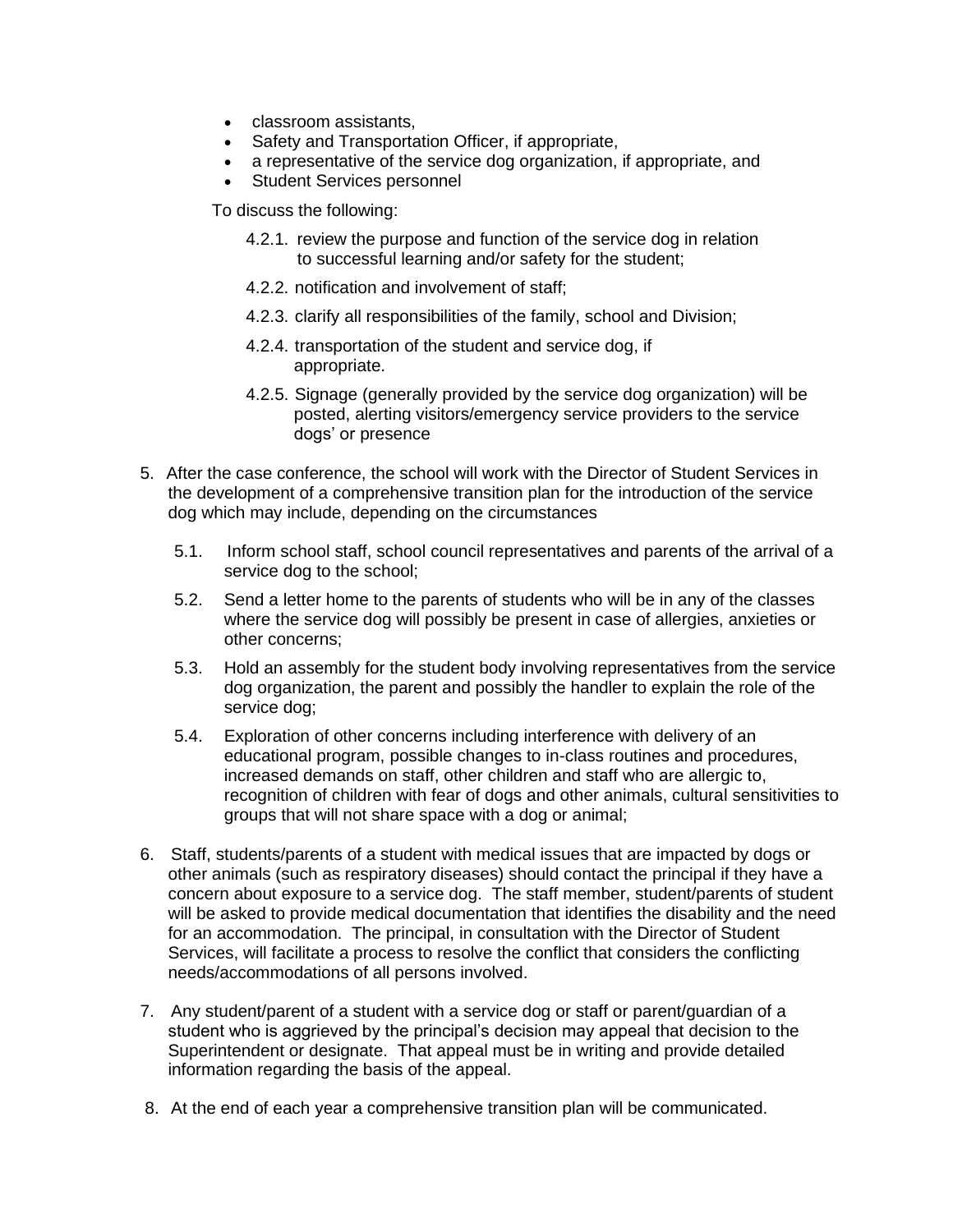- classroom assistants,
- Safety and Transportation Officer, if appropriate,
- a representative of the service dog organization, if appropriate, and
- Student Services personnel

To discuss the following:

4.2.1. review the purpose and function of the service dog in relation to successful learning and/or safety for the student;

4.2.2. notification and involvement of staff;

4.2.3. clarify all responsibilities of the family, school and Division;

4.2.4. transportation of the student and service dog, if appropriate.

4.2.5. Signage (generally provided by the service dog organization) will be posted, alerting visitors/emergency service providers to the service dogs' or presence

5. After the case conference, the school will work with the Director of Student Services in the development of a comprehensive transition plan for the introduction of the service dog which may include, depending on the circumstances

   5.1. Inform school staff, school council representatives and parents of the arrival of a service dog to the school;

   5.2. Send a letter home to the parents of students who will be in any of the classes where the service dog will possibly be present in case of allergies, anxieties or other concerns;

   5.3. Hold an assembly for the student body involving representatives from the service dog organization, the parent and possibly the handler to explain the role of the service dog;

   5.4. Exploration of other concerns including interference with delivery of an educational program, possible changes to in-class routines and procedures, increased demands on staff, other children and staff who are allergic to, recognition of children with fear of dogs and other animals, cultural sensitivities to groups that will not share space with a dog or animal;

6. Staff, students/parents of a student with medical issues that are impacted by dogs or other animals (such as respiratory diseases) should contact the principal if they have a concern about exposure to a service dog. The staff member, student/parents of student will be asked to provide medical documentation that identifies the disability and the need for an accommodation. The principal, in consultation with the Director of Student Services, will facilitate a process to resolve the conflict that considers the conflicting needs/accommodations of all persons involved.

7. Any student/parent of a student with a service dog or staff or parent/guardian of a student who is aggrieved by the principal's decision may appeal that decision to the Superintendent or designate. That appeal must be in writing and provide detailed information regarding the basis of the appeal.

8. At the end of each year a comprehensive transition plan will be communicated.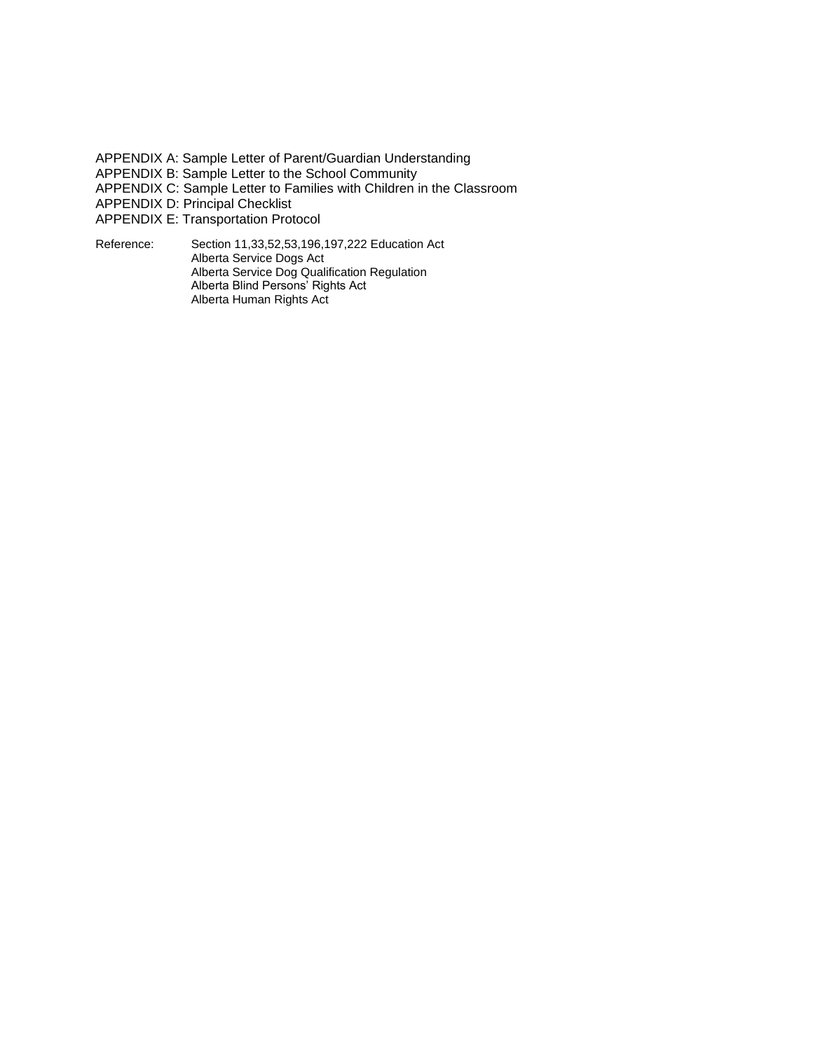APPENDIX A: Sample Letter of Parent/Guardian Understanding
APPENDIX B: Sample Letter to the School Community
APPENDIX C: Sample Letter to Families with Children in the Classroom
APPENDIX D: Principal Checklist
APPENDIX E: Transportation Protocol

Reference: Section 11,33,52,53,196,197,222 Education Act
Alberta Service Dogs Act
Alberta Service Dog Qualification Regulation
Alberta Blind Persons' Rights Act
Alberta Human Rights Act